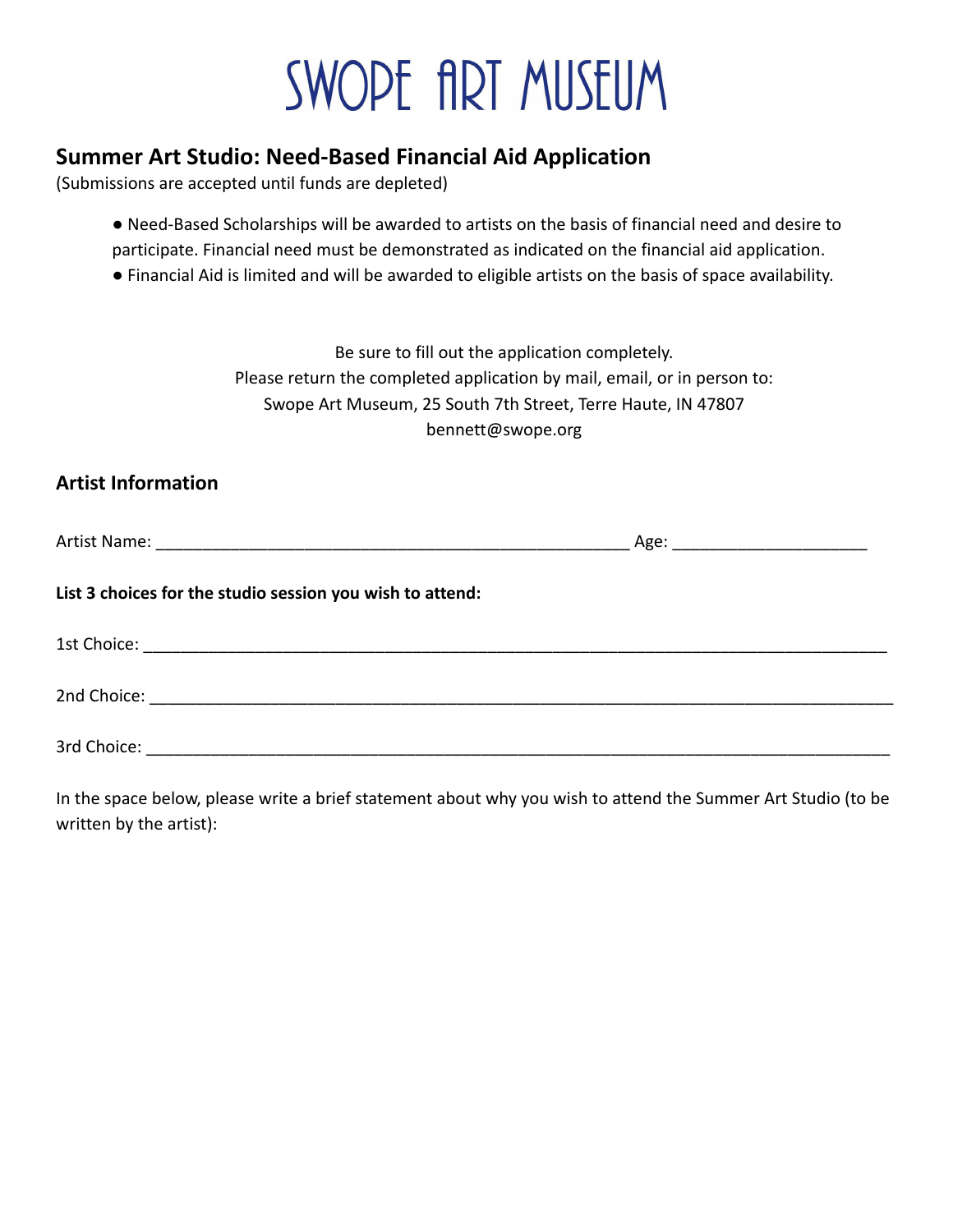# SWOPE ART MUSEUM

## Summer Art Studio: Need-Based Financial Aid Application

(Submissions are accepted until funds are depleted)

- Need-Based Scholarships will be awarded to artists on the basis of financial need and desire to participate. Financial need must be demonstrated as indicated on the financial aid application.
- Financial Aid is limited and will be awarded to eligible artists on the basis of space availability.

Be sure to fill out the application completely.
Please return the completed application by mail, email, or in person to:
Swope Art Museum, 25 South 7th Street, Terre Haute, IN 47807
bennett@swope.org

## Artist Information

Artist Name: ___________________________________________________ Age: ____________________

**List 3 choices for the studio session you wish to attend:**

1st Choice: ______________________________________________________________________________

2nd Choice: ______________________________________________________________________________

3rd Choice: ______________________________________________________________________________

In the space below, please write a brief statement about why you wish to attend the Summer Art Studio (to be written by the artist):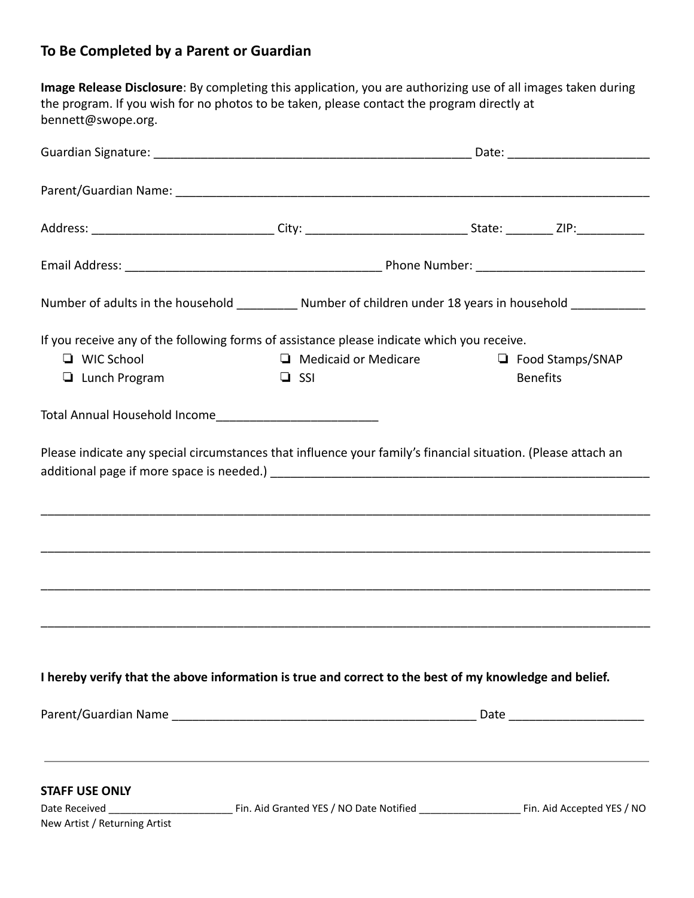## To Be Completed by a Parent or Guardian

**Image Release Disclosure**: By completing this application, you are authorizing use of all images taken during the program. If you wish for no photos to be taken, please contact the program directly at bennett@swope.org.

Guardian Signature: _______________________________________________ Date: ____________________

Parent/Guardian Name: ___________________________________________________________________

Address: __________________________ City: _______________________ State: _______ ZIP:__________

Email Address: _____________________________________ Phone Number: ________________________

Number of adults in the household _________ Number of children under 18 years in household ___________

If you receive any of the following forms of assistance please indicate which you receive.

- ❏ WIC School
- ❏ Lunch Program
- ❏ Medicaid or Medicare
- ❏ SSI
- ❏ Food Stamps/SNAP Benefits

Total Annual Household Income________________________

Please indicate any special circumstances that influence your family's financial situation. (Please attach an additional page if more space is needed.) _________________________________________________________

_____________________________________________________________________________________________

_____________________________________________________________________________________________

_____________________________________________________________________________________________

_____________________________________________________________________________________________

**I hereby verify that the above information is true and correct to the best of my knowledge and belief.**

Parent/Guardian Name ______________________________________________ Date ____________________

---

**STAFF USE ONLY**

Date Received _____________________ Fin. Aid Granted YES / NO Date Notified _________________ Fin. Aid Accepted YES / NO

New Artist / Returning Artist